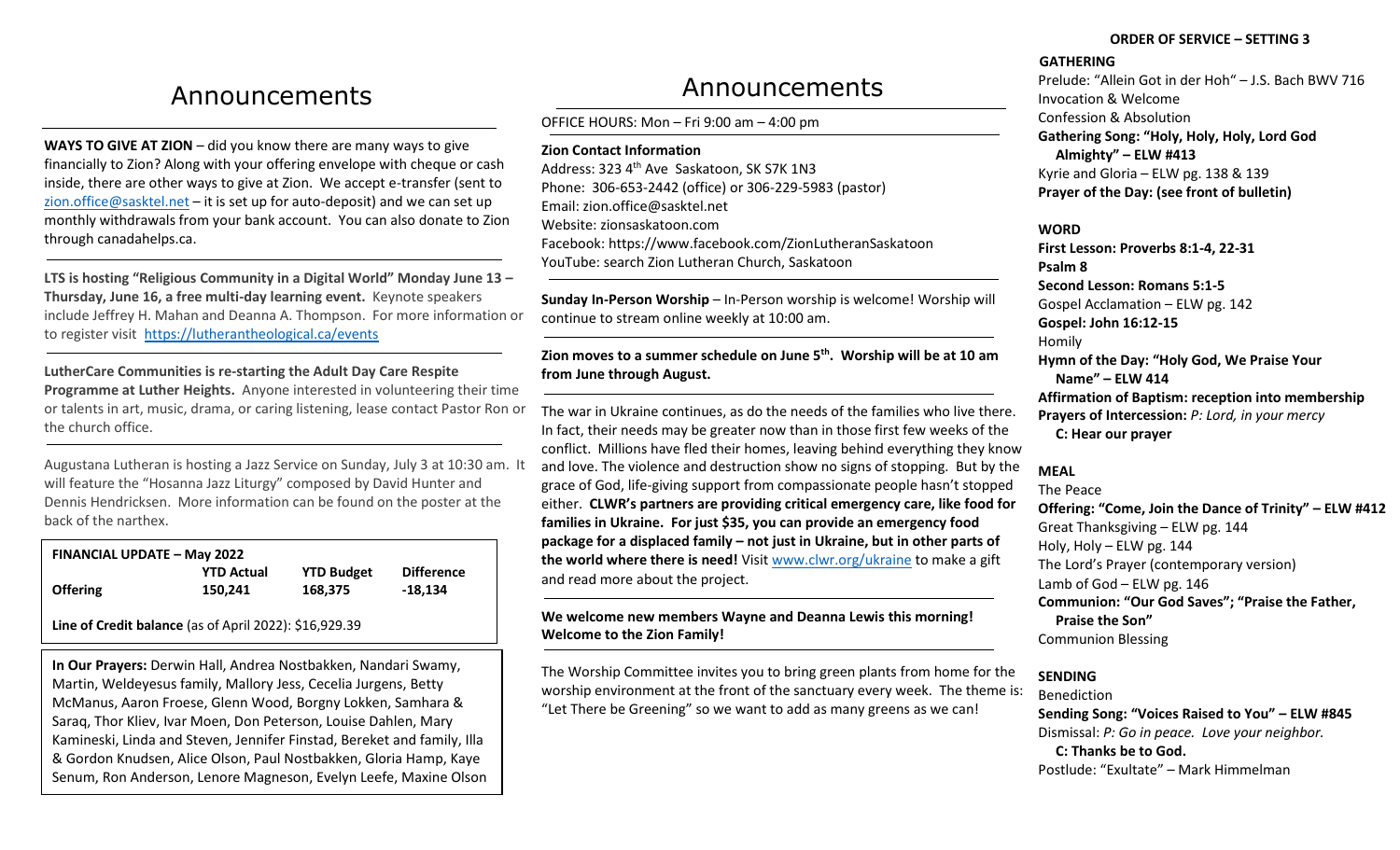# Announcements

**WAYS TO GIVE AT ZION** – did you know there are many ways to give financially to Zion? Along with your offering envelope with cheque or cash inside, there are other ways to give at Zion. We accept e-transfer (sent to zion.office@sasktel.net – it is set up for auto-deposit) and we can set up monthly withdrawals from your bank account. You can also donate to Zion through canadahelps.ca.

**LTS is hosting "Religious Community in a Digital World" Monday June 13 – Thursday, June 16, a free multi-day learning event.** Keynote speakers include Jeffrey H. Mahan and Deanna A. Thompson. For more information or to register visit https://lutherantheological.ca/events

**LutherCare Communities is re-starting the Adult Day Care Respite Programme at Luther Heights.** Anyone interested in volunteering their time or talents in art, music, drama, or caring listening, lease contact Pastor Ron or the church office.

Augustana Lutheran is hosting a Jazz Service on Sunday, July 3 at 10:30 am. It will feature the "Hosanna Jazz Liturgy" composed by David Hunter and Dennis Hendricksen. More information can be found on the poster at the back of the narthex.

**FINANCIAL UPDATE – May 2022**

| | YTD Actual | YTD Budget | Difference |
|---|---|---|---|
| **Offering** | 150,241 | 168,375 | -18,134 |

**Line of Credit balance** (as of April 2022): $16,929.39

**In Our Prayers:** Derwin Hall, Andrea Nostbakken, Nandari Swamy, Martin, Weldeyesus family, Mallory Jess, Cecelia Jurgens, Betty McManus, Aaron Froese, Glenn Wood, Borgny Lokken, Samhara & Saraq, Thor Kliev, Ivar Moen, Don Peterson, Louise Dahlen, Mary Kamineski, Linda and Steven, Jennifer Finstad, Bereket and family, Illa & Gordon Knudsen, Alice Olson, Paul Nostbakken, Gloria Hamp, Kaye Senum, Ron Anderson, Lenore Magneson, Evelyn Leefe, Maxine Olson

# Announcements

OFFICE HOURS: Mon – Fri 9:00 am – 4:00 pm

**Zion Contact Information**
Address: 323 4th Ave Saskatoon, SK S7K 1N3
Phone: 306-653-2442 (office) or 306-229-5983 (pastor)
Email: zion.office@sasktel.net
Website: zionsaskatoon.com
Facebook: https://www.facebook.com/ZionLutheranSaskatoon
YouTube: search Zion Lutheran Church, Saskatoon

**Sunday In-Person Worship** – In-Person worship is welcome! Worship will continue to stream online weekly at 10:00 am.

**Zion moves to a summer schedule on June 5th. Worship will be at 10 am from June through August.**

The war in Ukraine continues, as do the needs of the families who live there. In fact, their needs may be greater now than in those first few weeks of the conflict. Millions have fled their homes, leaving behind everything they know and love. The violence and destruction show no signs of stopping. But by the grace of God, life-giving support from compassionate people hasn't stopped either. **CLWR's partners are providing critical emergency care, like food for families in Ukraine. For just $35, you can provide an emergency food package for a displaced family – not just in Ukraine, but in other parts of the world where there is need!** Visit www.clwr.org/ukraine to make a gift and read more about the project.

**We welcome new members Wayne and Deanna Lewis this morning! Welcome to the Zion Family!**

The Worship Committee invites you to bring green plants from home for the worship environment at the front of the sanctuary every week. The theme is: "Let There be Greening" so we want to add as many greens as we can!

**ORDER OF SERVICE – SETTING 3**

**GATHERING**
Prelude: "Allein Got in der Hoh" – J.S. Bach BWV 716
Invocation & Welcome
Confession & Absolution
**Gathering Song: "Holy, Holy, Holy, Lord God Almighty" – ELW #413**
Kyrie and Gloria – ELW pg. 138 & 139
**Prayer of the Day: (see front of bulletin)**

**WORD**
**First Lesson: Proverbs 8:1-4, 22-31**
**Psalm 8**
**Second Lesson: Romans 5:1-5**
Gospel Acclamation – ELW pg. 142
**Gospel: John 16:12-15**
Homily
**Hymn of the Day: "Holy God, We Praise Your Name" – ELW 414**
**Affirmation of Baptism: reception into membership**
**Prayers of Intercession:** *P: Lord, in your mercy*
**C: Hear our prayer**

**MEAL**
The Peace
**Offering: "Come, Join the Dance of Trinity" – ELW #412**
Great Thanksgiving – ELW pg. 144
Holy, Holy – ELW pg. 144
The Lord's Prayer (contemporary version)
Lamb of God – ELW pg. 146
**Communion: "Our God Saves"; "Praise the Father, Praise the Son"**
Communion Blessing

**SENDING**
Benediction
**Sending Song: "Voices Raised to You" – ELW #845**
Dismissal: *P: Go in peace. Love your neighbor.*
**C: Thanks be to God.**
Postlude: "Exultate" – Mark Himmelman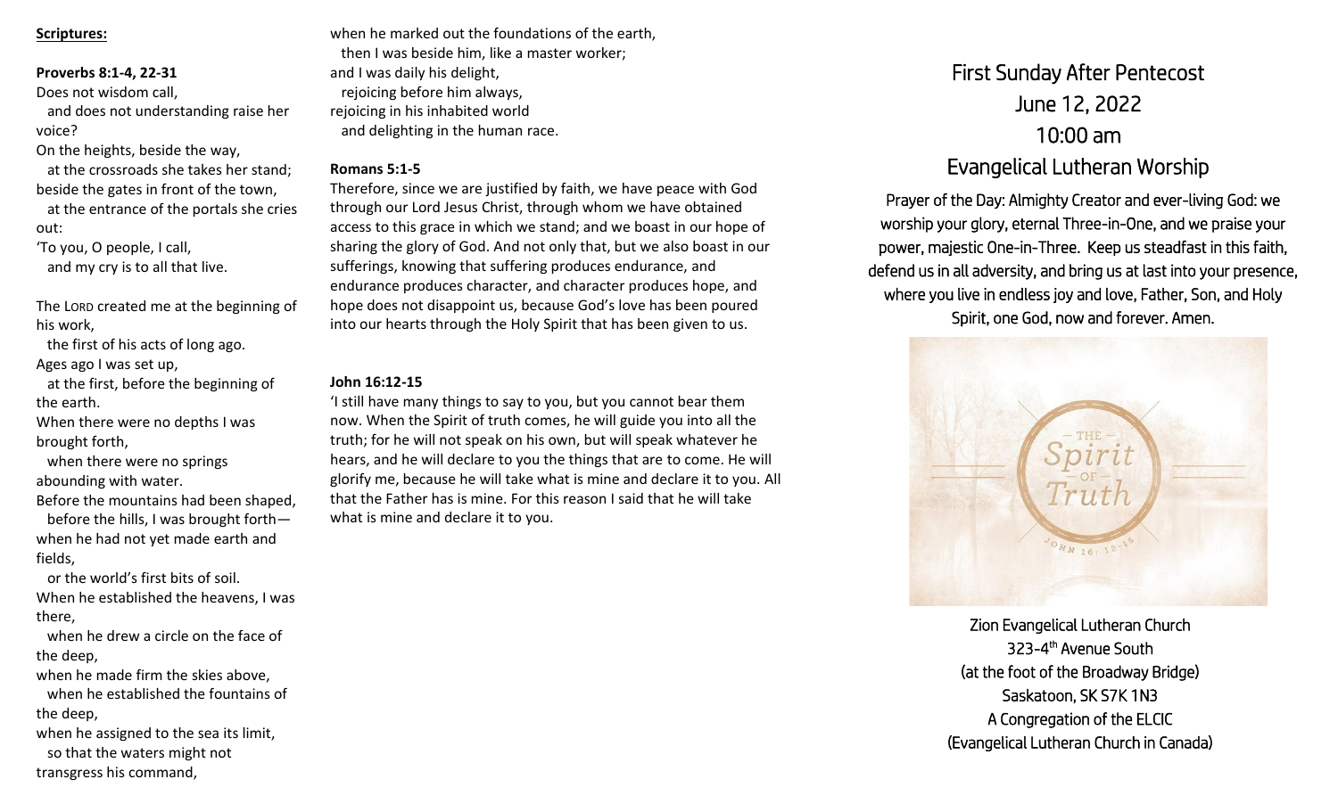**Scriptures:**

**Proverbs 8:1-4, 22-31**

Does not wisdom call,
  and does not understanding raise her voice?
On the heights, beside the way,
  at the crossroads she takes her stand;
beside the gates in front of the town,
  at the entrance of the portals she cries out:
'To you, O people, I call,
  and my cry is to all that live.

The LORD created me at the beginning of his work,
  the first of his acts of long ago.
Ages ago I was set up,
  at the first, before the beginning of the earth.
When there were no depths I was brought forth,
  when there were no springs abounding with water.
Before the mountains had been shaped,
  before the hills, I was brought forth—
when he had not yet made earth and fields,
  or the world's first bits of soil.
When he established the heavens, I was there,
  when he drew a circle on the face of the deep,
when he made firm the skies above,
  when he established the fountains of the deep,
when he assigned to the sea its limit,
  so that the waters might not transgress his command,
when he marked out the foundations of the earth,
  then I was beside him, like a master worker;
and I was daily his delight,
  rejoicing before him always,
rejoicing in his inhabited world
  and delighting in the human race.

**Romans 5:1-5**

Therefore, since we are justified by faith, we have peace with God through our Lord Jesus Christ, through whom we have obtained access to this grace in which we stand; and we boast in our hope of sharing the glory of God. And not only that, but we also boast in our sufferings, knowing that suffering produces endurance, and endurance produces character, and character produces hope, and hope does not disappoint us, because God's love has been poured into our hearts through the Holy Spirit that has been given to us.

**John 16:12-15**

'I still have many things to say to you, but you cannot bear them now. When the Spirit of truth comes, he will guide you into all the truth; for he will not speak on his own, but will speak whatever he hears, and he will declare to you the things that are to come. He will glorify me, because he will take what is mine and declare it to you. All that the Father has is mine. For this reason I said that he will take what is mine and declare it to you.

# First Sunday After Pentecost
# June 12, 2022
# 10:00 am
# Evangelical Lutheran Worship

Prayer of the Day: Almighty Creator and ever-living God: we worship your glory, eternal Three-in-One, and we praise your power, majestic One-in-Three. Keep us steadfast in this faith, defend us in all adversity, and bring us at last into your presence, where you live in endless joy and love, Father, Son, and Holy Spirit, one God, now and forever. Amen.

Zion Evangelical Lutheran Church
323-4th Avenue South
(at the foot of the Broadway Bridge)
Saskatoon, SK S7K 1N3
A Congregation of the ELCIC
(Evangelical Lutheran Church in Canada)